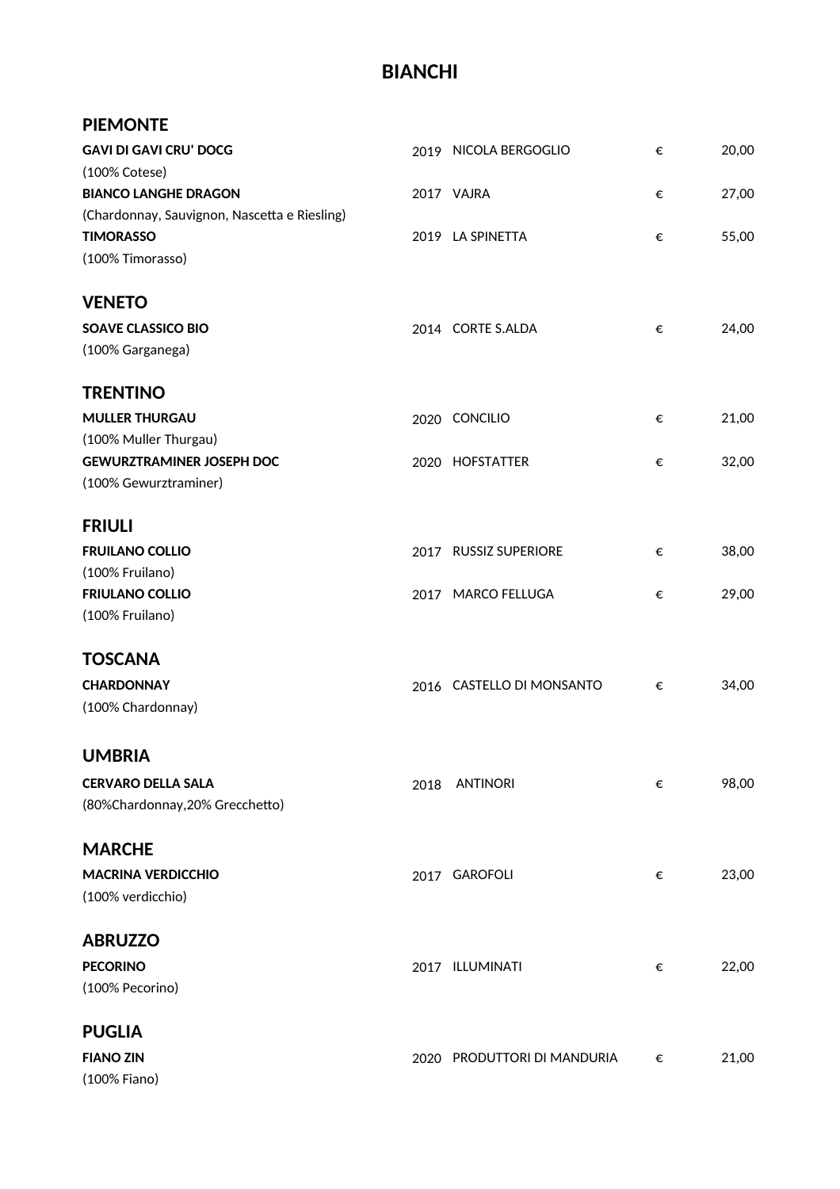# BIANCHI

## PIEMONTE

| | | | | |
|---|---|---|---|---|
| **GAVI DI GAVI CRU' DOCG** | 2019 | NICOLA BERGOGLIO | € | 20,00 |
| (100% Cotese) | | | | |
| **BIANCO LANGHE DRAGON** | 2017 | VAJRA | € | 27,00 |
| (Chardonnay, Sauvignon, Nascetta e Riesling) | | | | |
| **TIMORASSO** | 2019 | LA SPINETTA | € | 55,00 |
| (100% Timorasso) | | | | |

## VENETO

| | | | | |
|---|---|---|---|---|
| **SOAVE CLASSICO BIO** | 2014 | CORTE S.ALDA | € | 24,00 |
| (100% Garganega) | | | | |

## TRENTINO

| | | | | |
|---|---|---|---|---|
| **MULLER THURGAU** | 2020 | CONCILIO | € | 21,00 |
| (100% Muller Thurgau) | | | | |
| **GEWURZTRAMINER JOSEPH DOC** | 2020 | HOFSTATTER | € | 32,00 |
| (100% Gewurztraminer) | | | | |

## FRIULI

| | | | | |
|---|---|---|---|---|
| **FRUILANO COLLIO** | 2017 | RUSSIZ SUPERIORE | € | 38,00 |
| (100% Fruilano) | | | | |
| **FRIULANO COLLIO** | 2017 | MARCO FELLUGA | € | 29,00 |
| (100% Fruilano) | | | | |

## TOSCANA

| | | | | |
|---|---|---|---|---|
| **CHARDONNAY** | 2016 | CASTELLO DI MONSANTO | € | 34,00 |
| (100% Chardonnay) | | | | |

## UMBRIA

| | | | | |
|---|---|---|---|---|
| **CERVARO DELLA SALA** | 2018 | ANTINORI | € | 98,00 |
| (80%Chardonnay,20% Grecchetto) | | | | |

## MARCHE

| | | | | |
|---|---|---|---|---|
| **MACRINA VERDICCHIO** | 2017 | GAROFOLI | € | 23,00 |
| (100% verdicchio) | | | | |

## ABRUZZO

| | | | | |
|---|---|---|---|---|
| **PECORINO** | 2017 | ILLUMINATI | € | 22,00 |
| (100% Pecorino) | | | | |

## PUGLIA

| | | | | |
|---|---|---|---|---|
| **FIANO ZIN** | 2020 | PRODUTTORI DI MANDURIA | € | 21,00 |
| (100% Fiano) | | | | |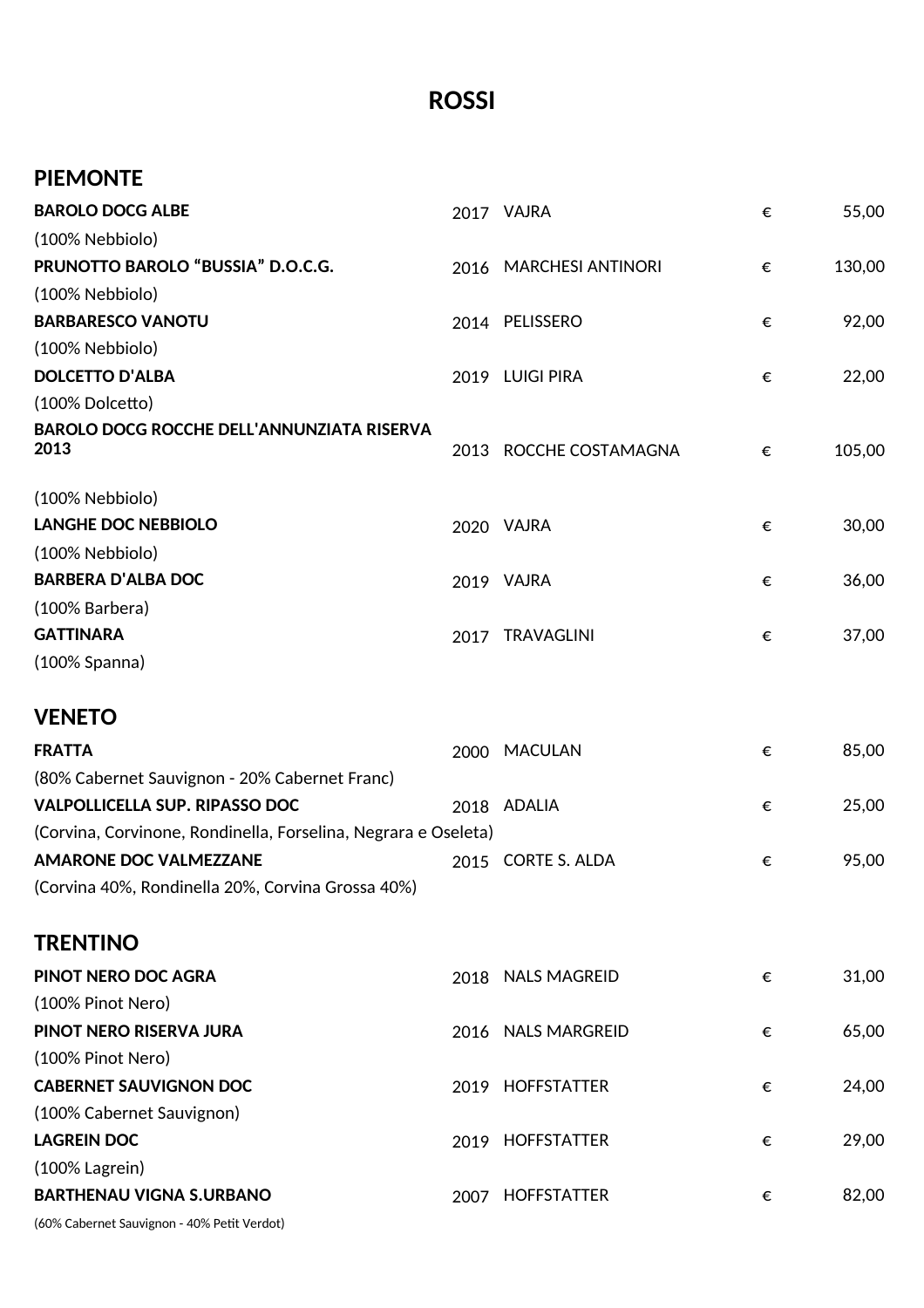# ROSSI

## PIEMONTE

| Vino | Anno | Produttore | | Prezzo |
|---|---|---|---|---|
| **BAROLO DOCG ALBE**<br>(100% Nebbiolo) | 2017 | VAJRA | € | 55,00 |
| **PRUNOTTO BAROLO "BUSSIA" D.O.C.G.**<br>(100% Nebbiolo) | 2016 | MARCHESI ANTINORI | € | 130,00 |
| **BARBARESCO VANOTU**<br>(100% Nebbiolo) | 2014 | PELISSERO | € | 92,00 |
| **DOLCETTO D'ALBA**<br>(100% Dolcetto) | 2019 | LUIGI PIRA | € | 22,00 |
| **BAROLO DOCG ROCCHE DELL'ANNUNZIATA RISERVA 2013**<br>(100% Nebbiolo) | 2013 | ROCCHE COSTAMAGNA | € | 105,00 |
| **LANGHE DOC NEBBIOLO**<br>(100% Nebbiolo) | 2020 | VAJRA | € | 30,00 |
| **BARBERA D'ALBA DOC**<br>(100% Barbera) | 2019 | VAJRA | € | 36,00 |
| **GATTINARA**<br>(100% Spanna) | 2017 | TRAVAGLINI | € | 37,00 |

## VENETO

| Vino | Anno | Produttore | | Prezzo |
|---|---|---|---|---|
| **FRATTA**<br>(80% Cabernet Sauvignon - 20% Cabernet Franc) | 2000 | MACULAN | € | 85,00 |
| **VALPOLLICELLA SUP. RIPASSO DOC**<br>(Corvina, Corvinone, Rondinella, Forselina, Negrara e Oseleta) | 2018 | ADALIA | € | 25,00 |
| **AMARONE DOC VALMEZZANE**<br>(Corvina 40%, Rondinella 20%, Corvina Grossa 40%) | 2015 | CORTE S. ALDA | € | 95,00 |

## TRENTINO

| Vino | Anno | Produttore | | Prezzo |
|---|---|---|---|---|
| **PINOT NERO DOC AGRA**<br>(100% Pinot Nero) | 2018 | NALS MAGREID | € | 31,00 |
| **PINOT NERO RISERVA JURA**<br>(100% Pinot Nero) | 2016 | NALS MARGREID | € | 65,00 |
| **CABERNET SAUVIGNON DOC**<br>(100% Cabernet Sauvignon) | 2019 | HOFFSTATTER | € | 24,00 |
| **LAGREIN DOC**<br>(100% Lagrein) | 2019 | HOFFSTATTER | € | 29,00 |
| **BARTHENAU VIGNA S.URBANO**<br>(60% Cabernet Sauvignon - 40% Petit Verdot) | 2007 | HOFFSTATTER | € | 82,00 |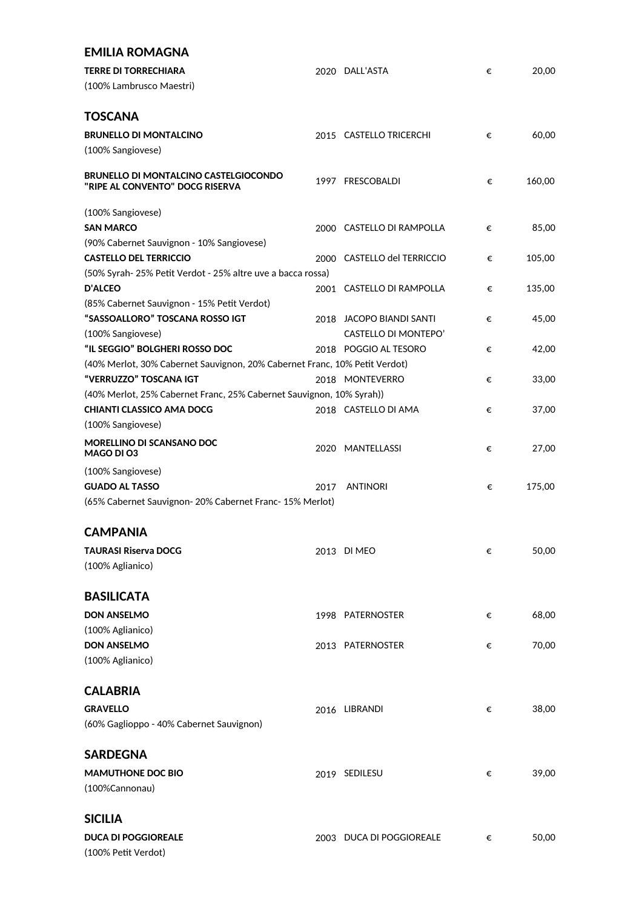## EMILIA ROMAGNA

| | | | | |
|---|---|---|---|---|
| **TERRE DI TORRECHIARA** | 2020 | DALL'ASTA | € | 20,00 |
| (100% Lambrusco Maestri) | | | | |

## TOSCANA

| | | | | |
|---|---|---|---|---|
| **BRUNELLO DI MONTALCINO** | 2015 | CASTELLO TRICERCHI | € | 60,00 |
| (100% Sangiovese) | | | | |
| **BRUNELLO DI MONTALCINO CASTELGIOCONDO "RIPE AL CONVENTO" DOCG RISERVA** | 1997 | FRESCOBALDI | € | 160,00 |
| (100% Sangiovese) | | | | |
| **SAN MARCO** | 2000 | CASTELLO DI RAMPOLLA | € | 85,00 |
| (90% Cabernet Sauvignon - 10% Sangiovese) | | | | |
| **CASTELLO DEL TERRICCIO** | 2000 | CASTELLO del TERRICCIO | € | 105,00 |
| (50% Syrah- 25% Petit Verdot - 25% altre uve a bacca rossa) | | | | |
| **D'ALCEO** | 2001 | CASTELLO DI RAMPOLLA | € | 135,00 |
| (85% Cabernet Sauvignon - 15% Petit Verdot) | | | | |
| **"SASSOALLORO" TOSCANA ROSSO IGT** | 2018 | JACOPO BIANDI SANTI | € | 45,00 |
| (100% Sangiovese) | | CASTELLO DI MONTEPO' | | |
| **"IL SEGGIO" BOLGHERI ROSSO DOC** | 2018 | POGGIO AL TESORO | € | 42,00 |
| (40% Merlot, 30% Cabernet Sauvignon, 20% Cabernet Franc, 10% Petit Verdot) | | | | |
| **"VERRUZZO" TOSCANA IGT** | 2018 | MONTEVERRO | € | 33,00 |
| (40% Merlot, 25% Cabernet Franc, 25% Cabernet Sauvignon, 10% Syrah)) | | | | |
| **CHIANTI CLASSICO AMA DOCG** | 2018 | CASTELLO DI AMA | € | 37,00 |
| (100% Sangiovese) | | | | |
| **MORELLINO DI SCANSANO DOC MAGO DI O3** | 2020 | MANTELLASSI | € | 27,00 |
| (100% Sangiovese) | | | | |
| **GUADO AL TASSO** | 2017 | ANTINORI | € | 175,00 |
| (65% Cabernet Sauvignon- 20% Cabernet Franc- 15% Merlot) | | | | |

## CAMPANIA

| | | | | |
|---|---|---|---|---|
| **TAURASI Riserva DOCG** | 2013 | DI MEO | € | 50,00 |
| (100% Aglianico) | | | | |

## BASILICATA

| | | | | |
|---|---|---|---|---|
| **DON ANSELMO** | 1998 | PATERNOSTER | € | 68,00 |
| (100% Aglianico) | | | | |
| **DON ANSELMO** | 2013 | PATERNOSTER | € | 70,00 |
| (100% Aglianico) | | | | |

## CALABRIA

| | | | | |
|---|---|---|---|---|
| **GRAVELLO** | 2016 | LIBRANDI | € | 38,00 |
| (60% Gaglioppo - 40% Cabernet Sauvignon) | | | | |

## SARDEGNA

| | | | | |
|---|---|---|---|---|
| **MAMUTHONE DOC BIO** | 2019 | SEDILESU | € | 39,00 |
| (100%Cannonau) | | | | |

## SICILIA

| | | | | |
|---|---|---|---|---|
| **DUCA DI POGGIOREALE** | 2003 | DUCA DI POGGIOREALE | € | 50,00 |
| (100% Petit Verdot) | | | | |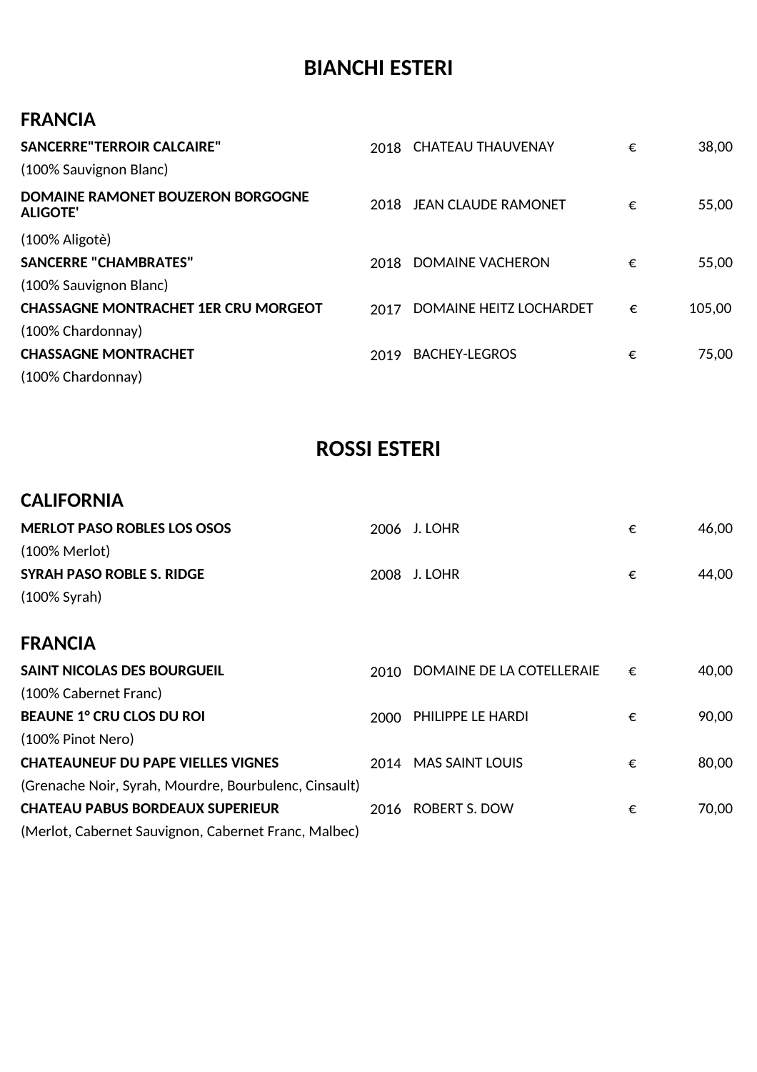# BIANCHI ESTERI

## FRANCIA

| Vino | Annata | Produttore | | Prezzo |
|---|---|---|---|---|
| **SANCERRE"TERROIR CALCAIRE"**<br>(100% Sauvignon Blanc) | 2018 | CHATEAU THAUVENAY | € | 38,00 |
| **DOMAINE RAMONET BOUZERON BORGOGNE ALIGOTE'**<br>(100% Aligotè) | 2018 | JEAN CLAUDE RAMONET | € | 55,00 |
| **SANCERRE "CHAMBRATES"**<br>(100% Sauvignon Blanc) | 2018 | DOMAINE VACHERON | € | 55,00 |
| **CHASSAGNE MONTRACHET 1ER CRU MORGEOT**<br>(100% Chardonnay) | 2017 | DOMAINE HEITZ LOCHARDET | € | 105,00 |
| **CHASSAGNE MONTRACHET**<br>(100% Chardonnay) | 2019 | BACHEY-LEGROS | € | 75,00 |

# ROSSI ESTERI

## CALIFORNIA

| Vino | Annata | Produttore | | Prezzo |
|---|---|---|---|---|
| **MERLOT PASO ROBLES LOS OSOS**<br>(100% Merlot) | 2006 | J. LOHR | € | 46,00 |
| **SYRAH PASO ROBLE S. RIDGE**<br>(100% Syrah) | 2008 | J. LOHR | € | 44,00 |

## FRANCIA

| Vino | Annata | Produttore | | Prezzo |
|---|---|---|---|---|
| **SAINT NICOLAS DES BOURGUEIL**<br>(100% Cabernet Franc) | 2010 | DOMAINE DE LA COTELLERAIE | € | 40,00 |
| **BEAUNE 1° CRU CLOS DU ROI**<br>(100% Pinot Nero) | 2000 | PHILIPPE LE HARDI | € | 90,00 |
| **CHATEAUNEUF DU PAPE VIELLES VIGNES**<br>(Grenache Noir, Syrah, Mourdre, Bourbulenc, Cinsault) | 2014 | MAS SAINT LOUIS | € | 80,00 |
| **CHATEAU PABUS BORDEAUX SUPERIEUR**<br>(Merlot, Cabernet Sauvignon, Cabernet Franc, Malbec) | 2016 | ROBERT S. DOW | € | 70,00 |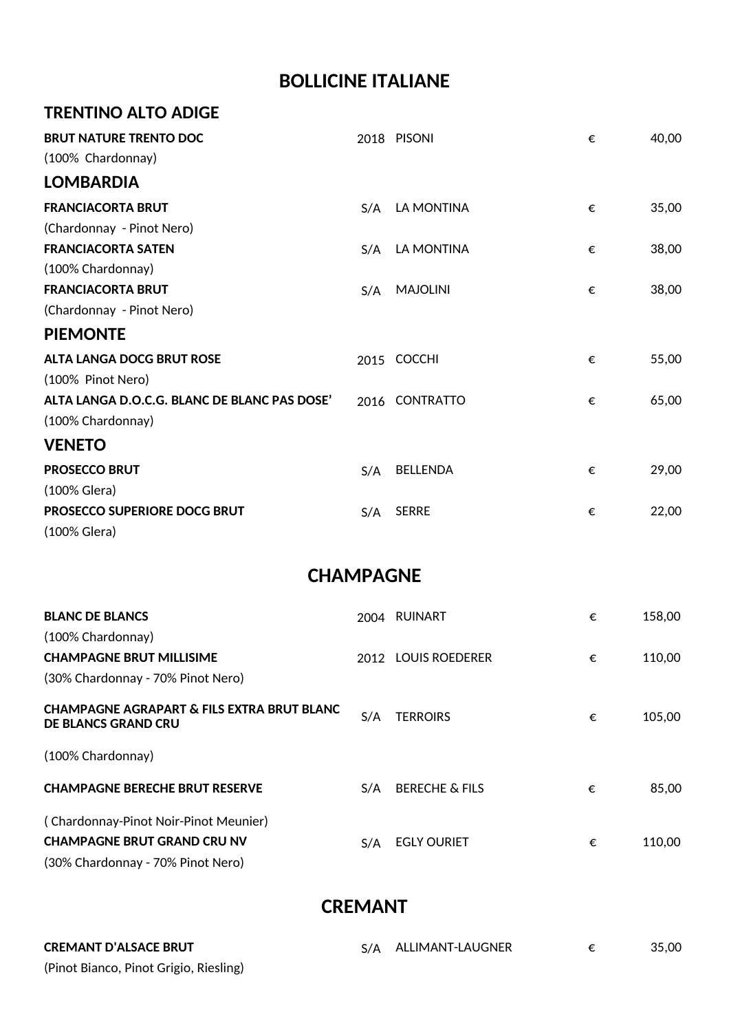# BOLLICINE ITALIANE

## TRENTINO ALTO ADIGE

| | | | | |
|---|---|---|---|---|
| **BRUT NATURE TRENTO DOC** | 2018 | PISONI | € | 40,00 |
| (100% Chardonnay) | | | | |

## LOMBARDIA

| | | | | |
|---|---|---|---|---|
| **FRANCIACORTA BRUT** | S/A | LA MONTINA | € | 35,00 |
| (Chardonnay - Pinot Nero) | | | | |
| **FRANCIACORTA SATEN** | S/A | LA MONTINA | € | 38,00 |
| (100% Chardonnay) | | | | |
| **FRANCIACORTA BRUT** | S/A | MAJOLINI | € | 38,00 |
| (Chardonnay - Pinot Nero) | | | | |

## PIEMONTE

| | | | | |
|---|---|---|---|---|
| **ALTA LANGA DOCG BRUT ROSE** | 2015 | COCCHI | € | 55,00 |
| (100% Pinot Nero) | | | | |
| **ALTA LANGA D.O.C.G. BLANC DE BLANC PAS DOSE'** | 2016 | CONTRATTO | € | 65,00 |
| (100% Chardonnay) | | | | |

## VENETO

| | | | | |
|---|---|---|---|---|
| **PROSECCO BRUT** | S/A | BELLENDA | € | 29,00 |
| (100% Glera) | | | | |
| **PROSECCO SUPERIORE DOCG BRUT** | S/A | SERRE | € | 22,00 |
| (100% Glera) | | | | |

# CHAMPAGNE

| | | | | |
|---|---|---|---|---|
| **BLANC DE BLANCS** | 2004 | RUINART | € | 158,00 |
| (100% Chardonnay) | | | | |
| **CHAMPAGNE BRUT MILLISIME** | 2012 | LOUIS ROEDERER | € | 110,00 |
| (30% Chardonnay - 70% Pinot Nero) | | | | |
| **CHAMPAGNE AGRAPART & FILS EXTRA BRUT BLANC DE BLANCS GRAND CRU** | S/A | TERROIRS | € | 105,00 |
| (100% Chardonnay) | | | | |
| **CHAMPAGNE BERECHE BRUT RESERVE** | S/A | BERECHE & FILS | € | 85,00 |
| ( Chardonnay-Pinot Noir-Pinot Meunier) | | | | |
| **CHAMPAGNE BRUT GRAND CRU NV** | S/A | EGLY OURIET | € | 110,00 |
| (30% Chardonnay - 70% Pinot Nero) | | | | |

# CREMANT

| | | | | |
|---|---|---|---|---|
| **CREMANT D'ALSACE BRUT** | S/A | ALLIMANT-LAUGNER | € | 35,00 |
| (Pinot Bianco, Pinot Grigio, Riesling) | | | | |